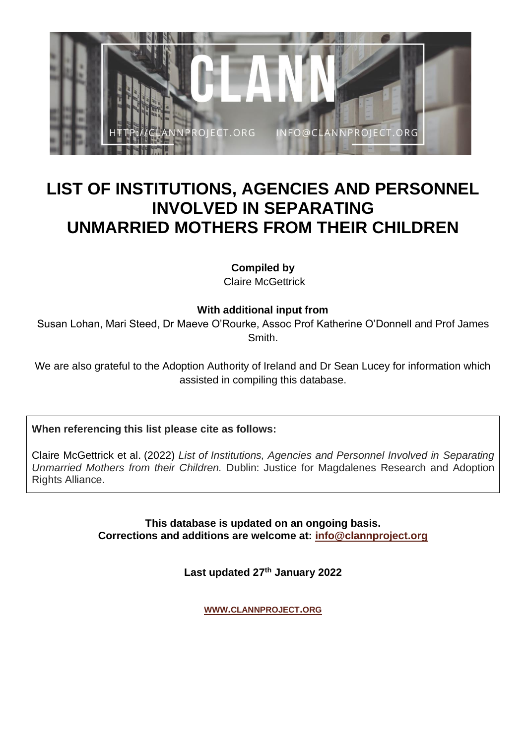# LIST OF INSTITUTIONS, AGENCIES AND PERSONNEL INVOLVED IN SEPARATING UNMARRIED MOTHERS FROM THEIR CHILDREN

**Compiled by**
Claire McGettrick

**With additional input from**
Susan Lohan, Mari Steed, Dr Maeve O'Rourke, Assoc Prof Katherine O'Donnell and Prof James Smith.

We are also grateful to the Adoption Authority of Ireland and Dr Sean Lucey for information which assisted in compiling this database.

**When referencing this list please cite as follows:**

Claire McGettrick et al. (2022) *List of Institutions, Agencies and Personnel Involved in Separating Unmarried Mothers from their Children.* Dublin: Justice for Magdalenes Research and Adoption Rights Alliance.

**This database is updated on an ongoing basis.**
**Corrections and additions are welcome at: info@clannproject.org**

**Last updated 27th January 2022**

**WWW.CLANNPROJECT.ORG**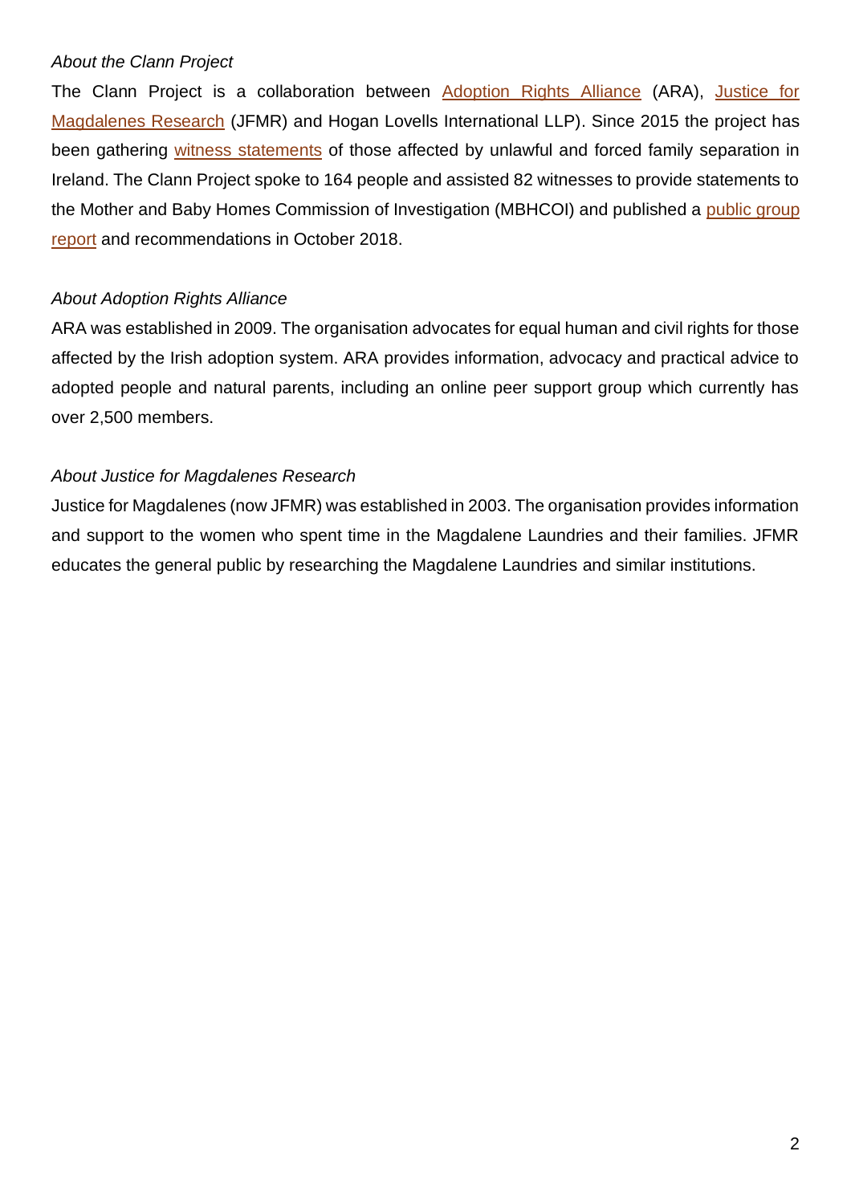*About the Clann Project*

The Clann Project is a collaboration between Adoption Rights Alliance (ARA), Justice for Magdalenes Research (JFMR) and Hogan Lovells International LLP). Since 2015 the project has been gathering witness statements of those affected by unlawful and forced family separation in Ireland. The Clann Project spoke to 164 people and assisted 82 witnesses to provide statements to the Mother and Baby Homes Commission of Investigation (MBHCOI) and published a public group report and recommendations in October 2018.

*About Adoption Rights Alliance*

ARA was established in 2009. The organisation advocates for equal human and civil rights for those affected by the Irish adoption system. ARA provides information, advocacy and practical advice to adopted people and natural parents, including an online peer support group which currently has over 2,500 members.

*About Justice for Magdalenes Research*

Justice for Magdalenes (now JFMR) was established in 2003. The organisation provides information and support to the women who spent time in the Magdalene Laundries and their families. JFMR educates the general public by researching the Magdalene Laundries and similar institutions.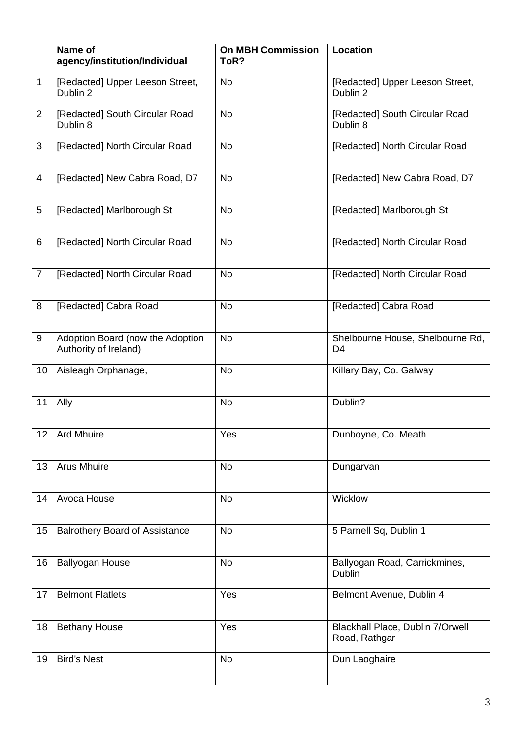| | Name of agency/institution/Individual | On MBH Commission ToR? | Location |
|---|---|---|---|
| 1 | [Redacted] Upper Leeson Street, Dublin 2 | No | [Redacted] Upper Leeson Street, Dublin 2 |
| 2 | [Redacted] South Circular Road Dublin 8 | No | [Redacted] South Circular Road Dublin 8 |
| 3 | [Redacted] North Circular Road | No | [Redacted] North Circular Road |
| 4 | [Redacted] New Cabra Road, D7 | No | [Redacted] New Cabra Road, D7 |
| 5 | [Redacted] Marlborough St | No | [Redacted] Marlborough St |
| 6 | [Redacted] North Circular Road | No | [Redacted] North Circular Road |
| 7 | [Redacted] North Circular Road | No | [Redacted] North Circular Road |
| 8 | [Redacted] Cabra Road | No | [Redacted] Cabra Road |
| 9 | Adoption Board (now the Adoption Authority of Ireland) | No | Shelbourne House, Shelbourne Rd, D4 |
| 10 | Aisleagh Orphanage, | No | Killary Bay, Co. Galway |
| 11 | Ally | No | Dublin? |
| 12 | Ard Mhuire | Yes | Dunboyne, Co. Meath |
| 13 | Arus Mhuire | No | Dungarvan |
| 14 | Avoca House | No | Wicklow |
| 15 | Balrothery Board of Assistance | No | 5 Parnell Sq, Dublin 1 |
| 16 | Ballyogan House | No | Ballyogan Road, Carrickmines, Dublin |
| 17 | Belmont Flatlets | Yes | Belmont Avenue, Dublin 4 |
| 18 | Bethany House | Yes | Blackhall Place, Dublin 7/Orwell Road, Rathgar |
| 19 | Bird's Nest | No | Dun Laoghaire |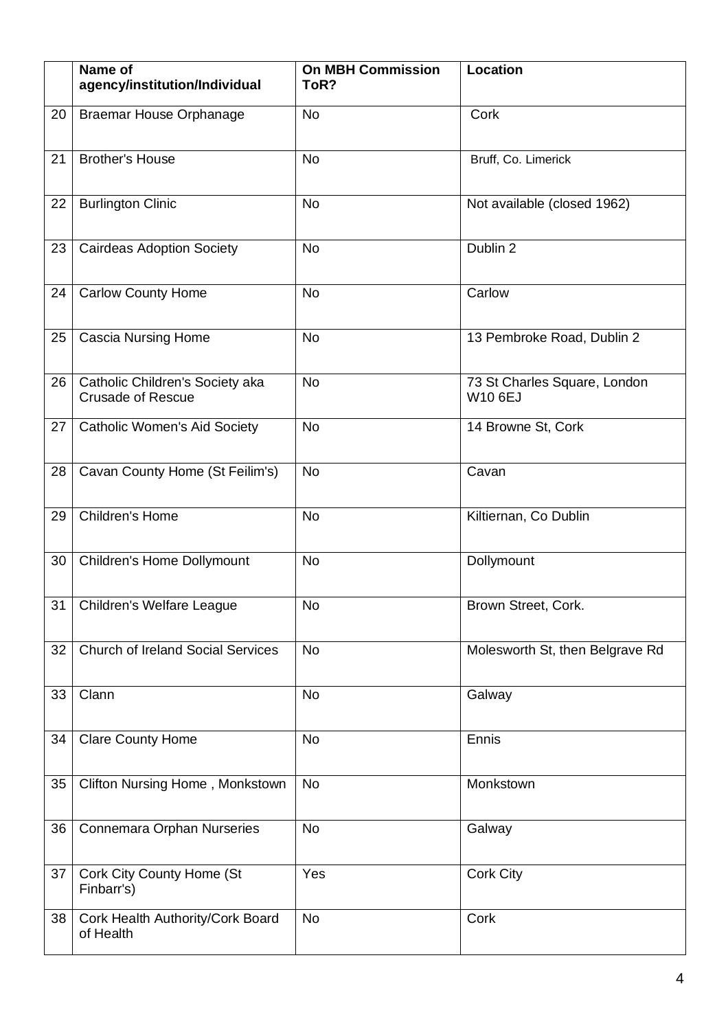| | Name of agency/institution/Individual | On MBH Commission ToR? | Location |
|---|---|---|---|
| 20 | Braemar House Orphanage | No | Cork |
| 21 | Brother's House | No | Bruff, Co. Limerick |
| 22 | Burlington Clinic | No | Not available (closed 1962) |
| 23 | Cairdeas Adoption Society | No | Dublin 2 |
| 24 | Carlow County Home | No | Carlow |
| 25 | Cascia Nursing Home | No | 13 Pembroke Road, Dublin 2 |
| 26 | Catholic Children's Society aka Crusade of Rescue | No | 73 St Charles Square, London W10 6EJ |
| 27 | Catholic Women's Aid Society | No | 14 Browne St, Cork |
| 28 | Cavan County Home (St Feilim's) | No | Cavan |
| 29 | Children's Home | No | Kiltiernan, Co Dublin |
| 30 | Children's Home Dollymount | No | Dollymount |
| 31 | Children's Welfare League | No | Brown Street, Cork. |
| 32 | Church of Ireland Social Services | No | Molesworth St, then Belgrave Rd |
| 33 | Clann | No | Galway |
| 34 | Clare County Home | No | Ennis |
| 35 | Clifton Nursing Home , Monkstown | No | Monkstown |
| 36 | Connemara Orphan Nurseries | No | Galway |
| 37 | Cork City County Home (St Finbarr's) | Yes | Cork City |
| 38 | Cork Health Authority/Cork Board of Health | No | Cork |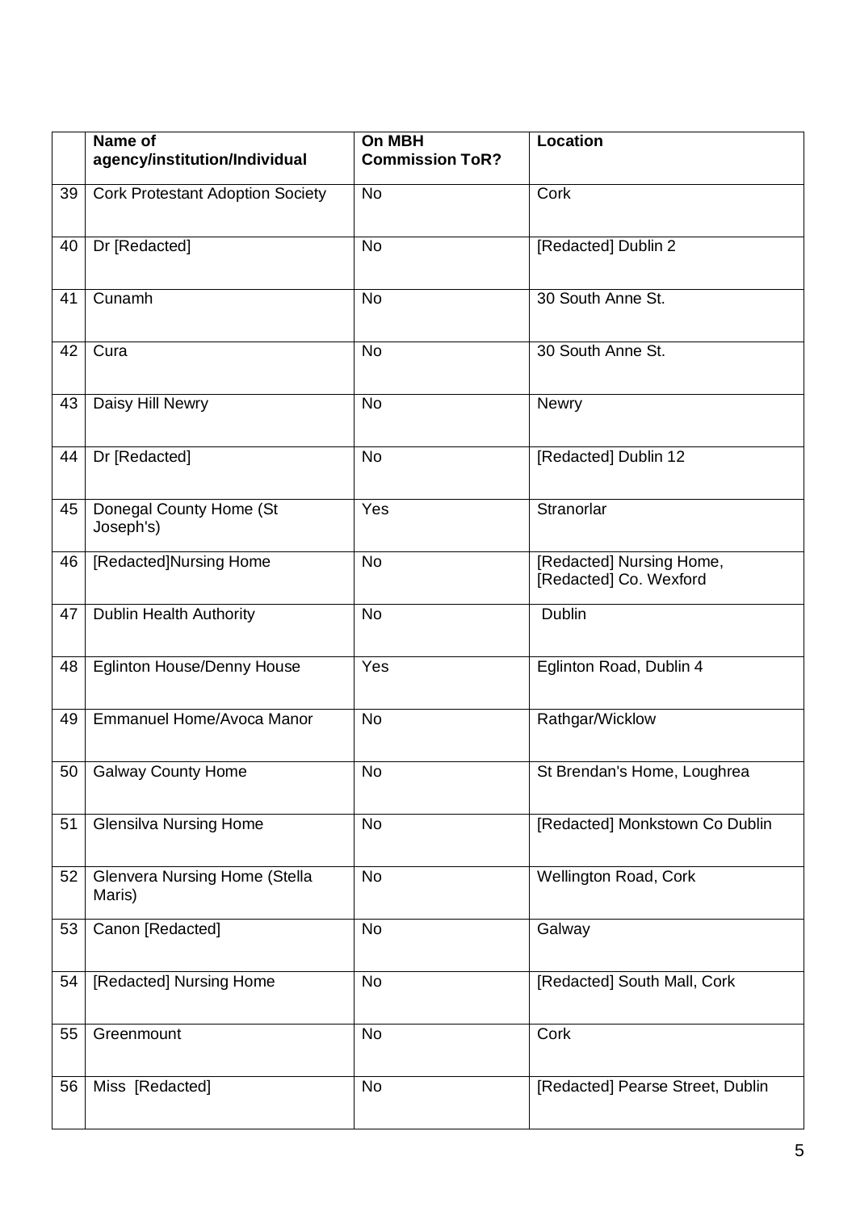|  | Name of agency/institution/Individual | On MBH Commission ToR? | Location |
|---|---|---|---|
| 39 | Cork Protestant Adoption Society | No | Cork |
| 40 | Dr [Redacted] | No | [Redacted] Dublin 2 |
| 41 | Cunamh | No | 30 South Anne St. |
| 42 | Cura | No | 30 South Anne St. |
| 43 | Daisy Hill Newry | No | Newry |
| 44 | Dr [Redacted] | No | [Redacted] Dublin 12 |
| 45 | Donegal County Home (St Joseph's) | Yes | Stranorlar |
| 46 | [Redacted]Nursing Home | No | [Redacted] Nursing Home, [Redacted] Co. Wexford |
| 47 | Dublin Health Authority | No | Dublin |
| 48 | Eglinton House/Denny House | Yes | Eglinton Road, Dublin 4 |
| 49 | Emmanuel Home/Avoca Manor | No | Rathgar/Wicklow |
| 50 | Galway County Home | No | St Brendan's Home, Loughrea |
| 51 | Glensilva Nursing Home | No | [Redacted] Monkstown Co Dublin |
| 52 | Glenvera Nursing Home (Stella Maris) | No | Wellington Road, Cork |
| 53 | Canon [Redacted] | No | Galway |
| 54 | [Redacted] Nursing Home | No | [Redacted] South Mall, Cork |
| 55 | Greenmount | No | Cork |
| 56 | Miss [Redacted] | No | [Redacted] Pearse Street, Dublin |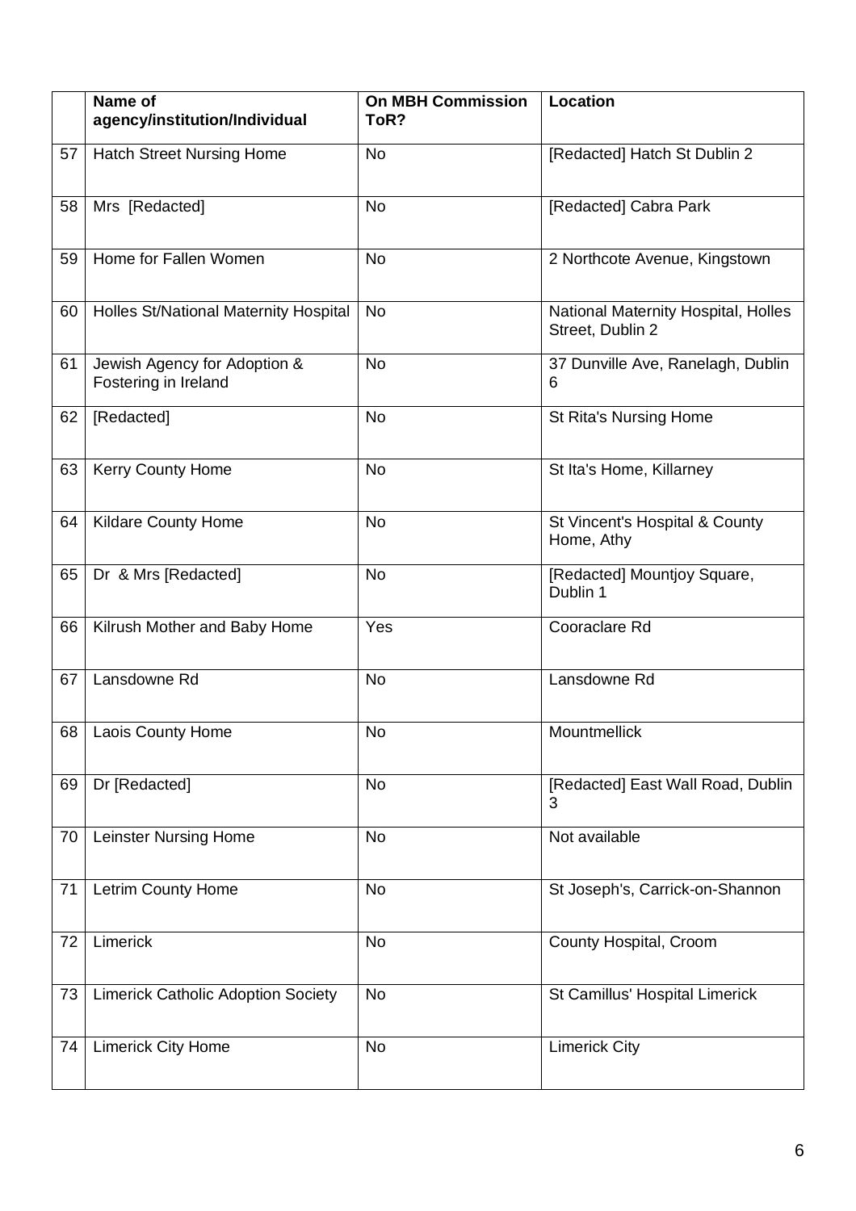| | Name of agency/institution/Individual | On MBH Commission ToR? | Location |
|---|---|---|---|
| 57 | Hatch Street Nursing Home | No | [Redacted] Hatch St Dublin 2 |
| 58 | Mrs [Redacted] | No | [Redacted] Cabra Park |
| 59 | Home for Fallen Women | No | 2 Northcote Avenue, Kingstown |
| 60 | Holles St/National Maternity Hospital | No | National Maternity Hospital, Holles Street, Dublin 2 |
| 61 | Jewish Agency for Adoption & Fostering in Ireland | No | 37 Dunville Ave, Ranelagh, Dublin 6 |
| 62 | [Redacted] | No | St Rita's Nursing Home |
| 63 | Kerry County Home | No | St Ita's Home, Killarney |
| 64 | Kildare County Home | No | St Vincent's Hospital & County Home, Athy |
| 65 | Dr & Mrs [Redacted] | No | [Redacted] Mountjoy Square, Dublin 1 |
| 66 | Kilrush Mother and Baby Home | Yes | Cooraclare Rd |
| 67 | Lansdowne Rd | No | Lansdowne Rd |
| 68 | Laois County Home | No | Mountmellick |
| 69 | Dr [Redacted] | No | [Redacted] East Wall Road, Dublin 3 |
| 70 | Leinster Nursing Home | No | Not available |
| 71 | Letrim County Home | No | St Joseph's, Carrick-on-Shannon |
| 72 | Limerick | No | County Hospital, Croom |
| 73 | Limerick Catholic Adoption Society | No | St Camillus' Hospital Limerick |
| 74 | Limerick City Home | No | Limerick City |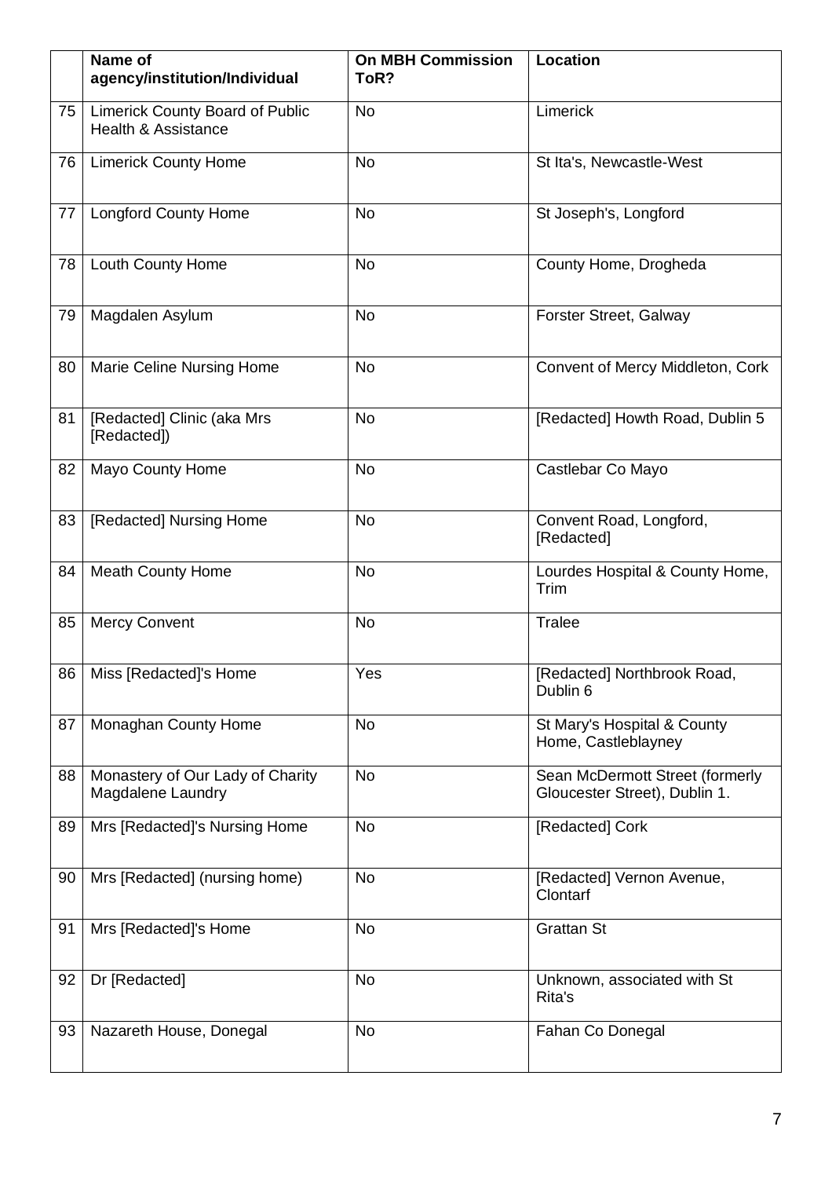| | Name of agency/institution/Individual | On MBH Commission ToR? | Location |
|---|---|---|---|
| 75 | Limerick County Board of Public Health & Assistance | No | Limerick |
| 76 | Limerick County Home | No | St Ita's, Newcastle-West |
| 77 | Longford County Home | No | St Joseph's, Longford |
| 78 | Louth County Home | No | County Home, Drogheda |
| 79 | Magdalen Asylum | No | Forster Street, Galway |
| 80 | Marie Celine Nursing Home | No | Convent of Mercy Middleton, Cork |
| 81 | [Redacted] Clinic (aka Mrs [Redacted]) | No | [Redacted] Howth Road, Dublin 5 |
| 82 | Mayo County Home | No | Castlebar Co Mayo |
| 83 | [Redacted] Nursing Home | No | Convent Road, Longford, [Redacted] |
| 84 | Meath County Home | No | Lourdes Hospital & County Home, Trim |
| 85 | Mercy Convent | No | Tralee |
| 86 | Miss [Redacted]'s Home | Yes | [Redacted] Northbrook Road, Dublin 6 |
| 87 | Monaghan County Home | No | St Mary's Hospital & County Home, Castleblayney |
| 88 | Monastery of Our Lady of Charity Magdalene Laundry | No | Sean McDermott Street (formerly Gloucester Street), Dublin 1. |
| 89 | Mrs [Redacted]'s Nursing Home | No | [Redacted] Cork |
| 90 | Mrs [Redacted] (nursing home) | No | [Redacted] Vernon Avenue, Clontarf |
| 91 | Mrs [Redacted]'s Home | No | Grattan St |
| 92 | Dr [Redacted] | No | Unknown, associated with St Rita's |
| 93 | Nazareth House, Donegal | No | Fahan Co Donegal |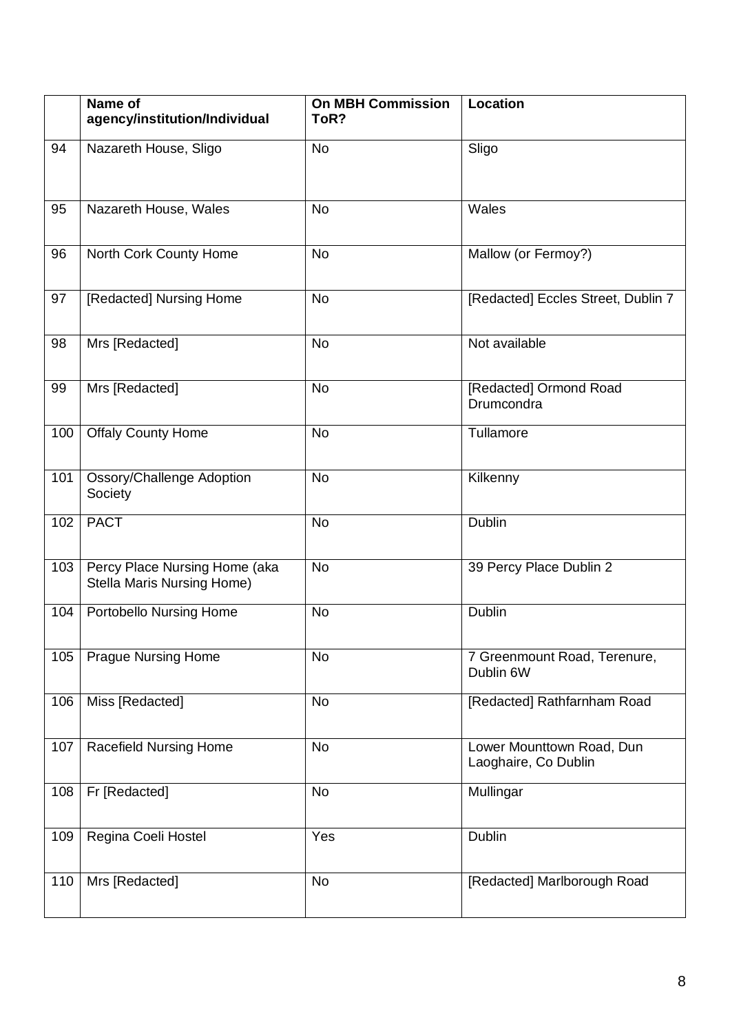| | Name of agency/institution/Individual | On MBH Commission ToR? | Location |
|---|---|---|---|
| 94 | Nazareth House, Sligo | No | Sligo |
| 95 | Nazareth House, Wales | No | Wales |
| 96 | North Cork County Home | No | Mallow (or Fermoy?) |
| 97 | [Redacted] Nursing Home | No | [Redacted] Eccles Street, Dublin 7 |
| 98 | Mrs [Redacted] | No | Not available |
| 99 | Mrs [Redacted] | No | [Redacted] Ormond Road Drumcondra |
| 100 | Offaly County Home | No | Tullamore |
| 101 | Ossory/Challenge Adoption Society | No | Kilkenny |
| 102 | PACT | No | Dublin |
| 103 | Percy Place Nursing Home (aka Stella Maris Nursing Home) | No | 39 Percy Place Dublin 2 |
| 104 | Portobello Nursing Home | No | Dublin |
| 105 | Prague Nursing Home | No | 7 Greenmount Road, Terenure, Dublin 6W |
| 106 | Miss [Redacted] | No | [Redacted] Rathfarnham Road |
| 107 | Racefield Nursing Home | No | Lower Mounttown Road, Dun Laoghaire, Co Dublin |
| 108 | Fr [Redacted] | No | Mullingar |
| 109 | Regina Coeli Hostel | Yes | Dublin |
| 110 | Mrs [Redacted] | No | [Redacted] Marlborough Road |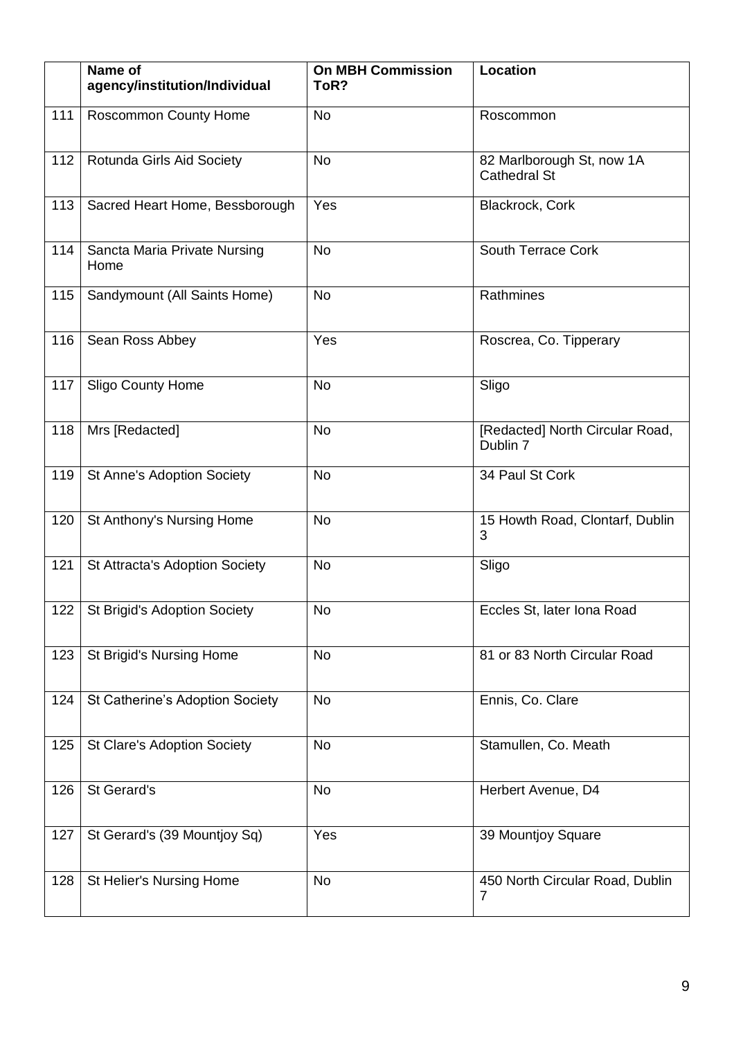| | Name of agency/institution/Individual | On MBH Commission ToR? | Location |
|---|---|---|---|
| 111 | Roscommon County Home | No | Roscommon |
| 112 | Rotunda Girls Aid Society | No | 82 Marlborough St, now 1A Cathedral St |
| 113 | Sacred Heart Home, Bessborough | Yes | Blackrock, Cork |
| 114 | Sancta Maria Private Nursing Home | No | South Terrace Cork |
| 115 | Sandymount (All Saints Home) | No | Rathmines |
| 116 | Sean Ross Abbey | Yes | Roscrea, Co. Tipperary |
| 117 | Sligo County Home | No | Sligo |
| 118 | Mrs [Redacted] | No | [Redacted] North Circular Road, Dublin 7 |
| 119 | St Anne's Adoption Society | No | 34 Paul St Cork |
| 120 | St Anthony's Nursing Home | No | 15 Howth Road, Clontarf, Dublin 3 |
| 121 | St Attracta's Adoption Society | No | Sligo |
| 122 | St Brigid's Adoption Society | No | Eccles St, later Iona Road |
| 123 | St Brigid's Nursing Home | No | 81 or 83 North Circular Road |
| 124 | St Catherine's Adoption Society | No | Ennis, Co. Clare |
| 125 | St Clare's Adoption Society | No | Stamullen, Co. Meath |
| 126 | St Gerard's | No | Herbert Avenue, D4 |
| 127 | St Gerard's (39 Mountjoy Sq) | Yes | 39 Mountjoy Square |
| 128 | St Helier's Nursing Home | No | 450 North Circular Road, Dublin 7 |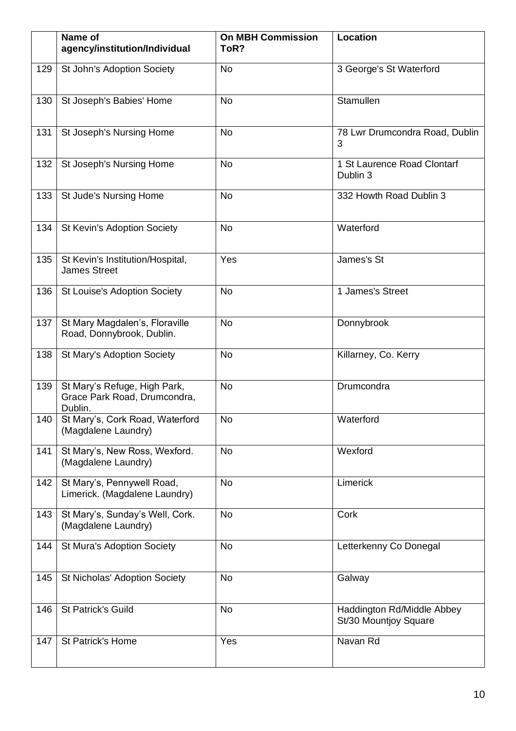| | Name of agency/institution/Individual | On MBH Commission ToR? | Location |
|---|---|---|---|
| 129 | St John's Adoption Society | No | 3 George's St Waterford |
| 130 | St Joseph's Babies' Home | No | Stamullen |
| 131 | St Joseph's Nursing Home | No | 78 Lwr Drumcondra Road, Dublin 3 |
| 132 | St Joseph's Nursing Home | No | 1 St Laurence Road Clontarf Dublin 3 |
| 133 | St Jude's Nursing Home | No | 332 Howth Road Dublin 3 |
| 134 | St Kevin's Adoption Society | No | Waterford |
| 135 | St Kevin's Institution/Hospital, James Street | Yes | James's St |
| 136 | St Louise's Adoption Society | No | 1 James's Street |
| 137 | St Mary Magdalen's, Floraville Road, Donnybrook, Dublin. | No | Donnybrook |
| 138 | St Mary's Adoption Society | No | Killarney, Co. Kerry |
| 139 | St Mary's Refuge, High Park, Grace Park Road, Drumcondra, Dublin. | No | Drumcondra |
| 140 | St Mary's, Cork Road, Waterford (Magdalene Laundry) | No | Waterford |
| 141 | St Mary's, New Ross, Wexford. (Magdalene Laundry) | No | Wexford |
| 142 | St Mary's, Pennywell Road, Limerick. (Magdalene Laundry) | No | Limerick |
| 143 | St Mary's, Sunday's Well, Cork. (Magdalene Laundry) | No | Cork |
| 144 | St Mura's Adoption Society | No | Letterkenny Co Donegal |
| 145 | St Nicholas' Adoption Society | No | Galway |
| 146 | St Patrick's Guild | No | Haddington Rd/Middle Abbey St/30 Mountjoy Square |
| 147 | St Patrick's Home | Yes | Navan Rd |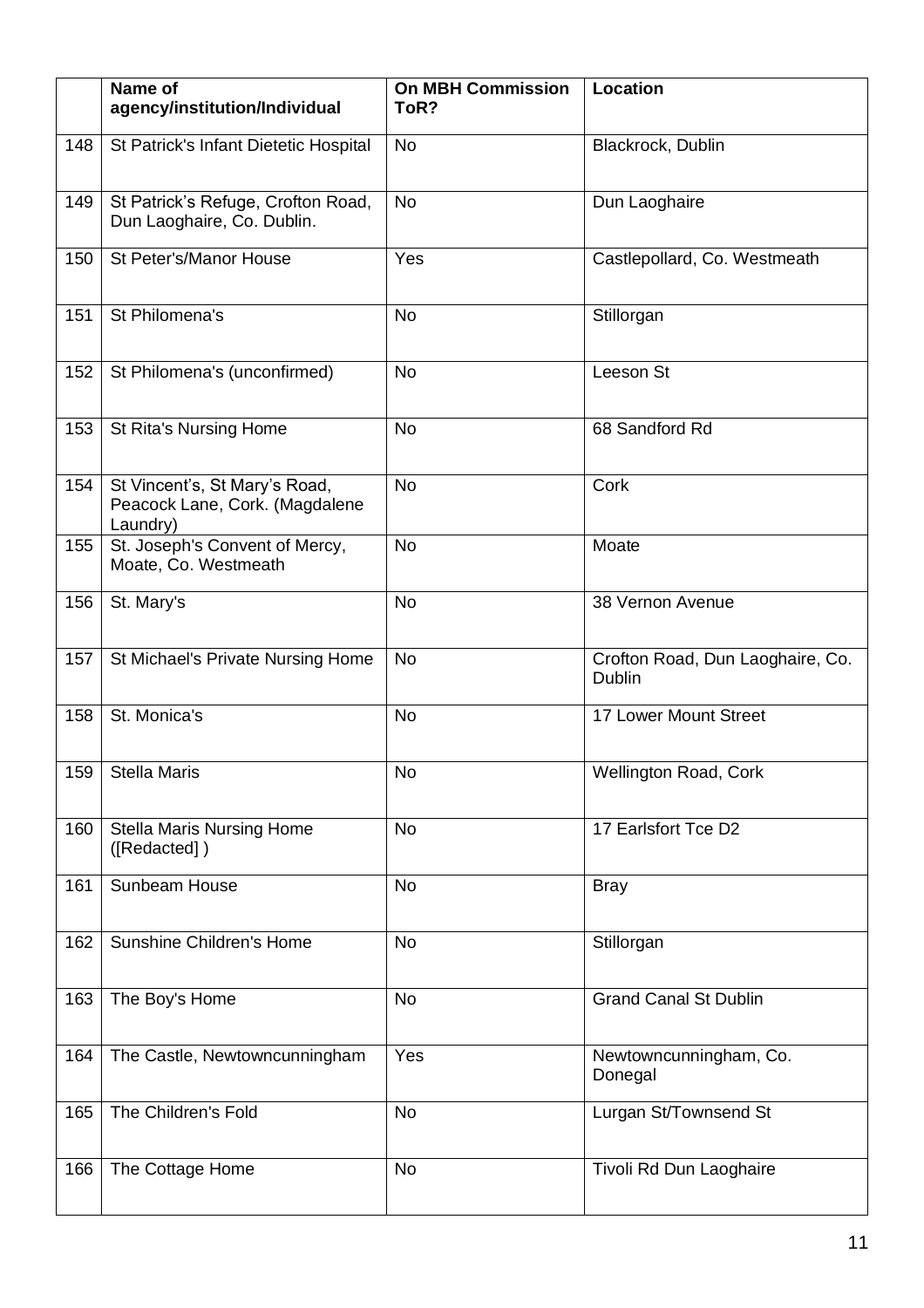|  | Name of agency/institution/Individual | On MBH Commission ToR? | Location |
|---|---|---|---|
| 148 | St Patrick's Infant Dietetic Hospital | No | Blackrock, Dublin |
| 149 | St Patrick's Refuge, Crofton Road, Dun Laoghaire, Co. Dublin. | No | Dun Laoghaire |
| 150 | St Peter's/Manor House | Yes | Castlepollard, Co. Westmeath |
| 151 | St Philomena's | No | Stillorgan |
| 152 | St Philomena's (unconfirmed) | No | Leeson St |
| 153 | St Rita's Nursing Home | No | 68 Sandford Rd |
| 154 | St Vincent's, St Mary's Road, Peacock Lane, Cork. (Magdalene Laundry) | No | Cork |
| 155 | St. Joseph's Convent of Mercy, Moate, Co. Westmeath | No | Moate |
| 156 | St. Mary's | No | 38 Vernon Avenue |
| 157 | St Michael's Private Nursing Home | No | Crofton Road, Dun Laoghaire, Co. Dublin |
| 158 | St. Monica's | No | 17 Lower Mount Street |
| 159 | Stella Maris | No | Wellington Road, Cork |
| 160 | Stella Maris Nursing Home ([Redacted] ) | No | 17 Earlsfort Tce D2 |
| 161 | Sunbeam House | No | Bray |
| 162 | Sunshine Children's Home | No | Stillorgan |
| 163 | The Boy's Home | No | Grand Canal St Dublin |
| 164 | The Castle, Newtowncunningham | Yes | Newtowncunningham, Co. Donegal |
| 165 | The Children's Fold | No | Lurgan St/Townsend St |
| 166 | The Cottage Home | No | Tivoli Rd Dun Laoghaire |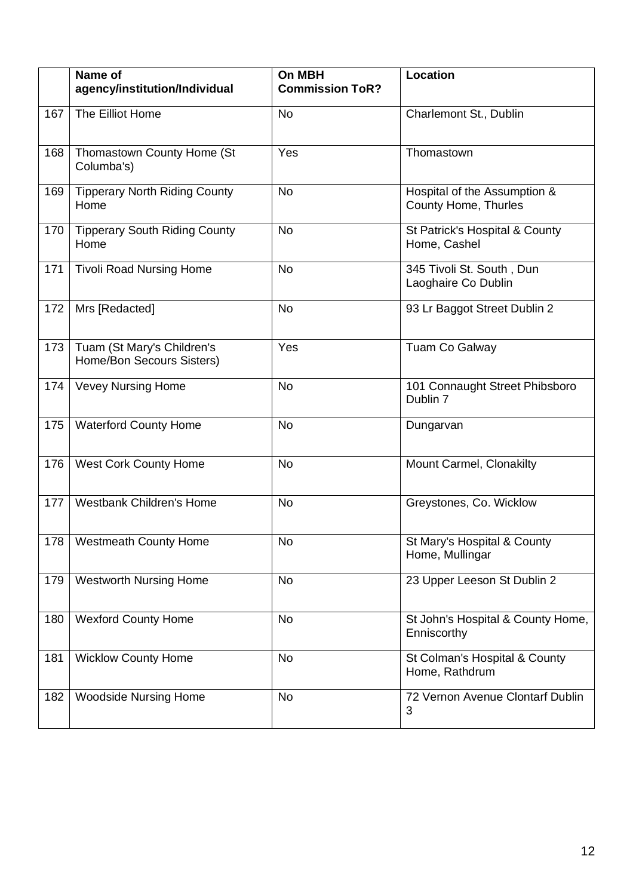| | Name of agency/institution/Individual | On MBH Commission ToR? | Location |
|---|---|---|---|
| 167 | The Eilliot Home | No | Charlemont St., Dublin |
| 168 | Thomastown County Home (St Columba's) | Yes | Thomastown |
| 169 | Tipperary North Riding County Home | No | Hospital of the Assumption & County Home, Thurles |
| 170 | Tipperary South Riding County Home | No | St Patrick's Hospital & County Home, Cashel |
| 171 | Tivoli Road Nursing Home | No | 345 Tivoli St. South , Dun Laoghaire Co Dublin |
| 172 | Mrs [Redacted] | No | 93 Lr Baggot Street Dublin 2 |
| 173 | Tuam (St Mary's Children's Home/Bon Secours Sisters) | Yes | Tuam Co Galway |
| 174 | Vevey Nursing Home | No | 101 Connaught Street Phibsboro Dublin 7 |
| 175 | Waterford County Home | No | Dungarvan |
| 176 | West Cork County Home | No | Mount Carmel, Clonakilty |
| 177 | Westbank Children's Home | No | Greystones, Co. Wicklow |
| 178 | Westmeath County Home | No | St Mary's Hospital & County Home, Mullingar |
| 179 | Westworth Nursing Home | No | 23 Upper Leeson St Dublin 2 |
| 180 | Wexford County Home | No | St John's Hospital & County Home, Enniscorthy |
| 181 | Wicklow County Home | No | St Colman's Hospital & County Home, Rathdrum |
| 182 | Woodside Nursing Home | No | 72 Vernon Avenue Clontarf Dublin 3 |